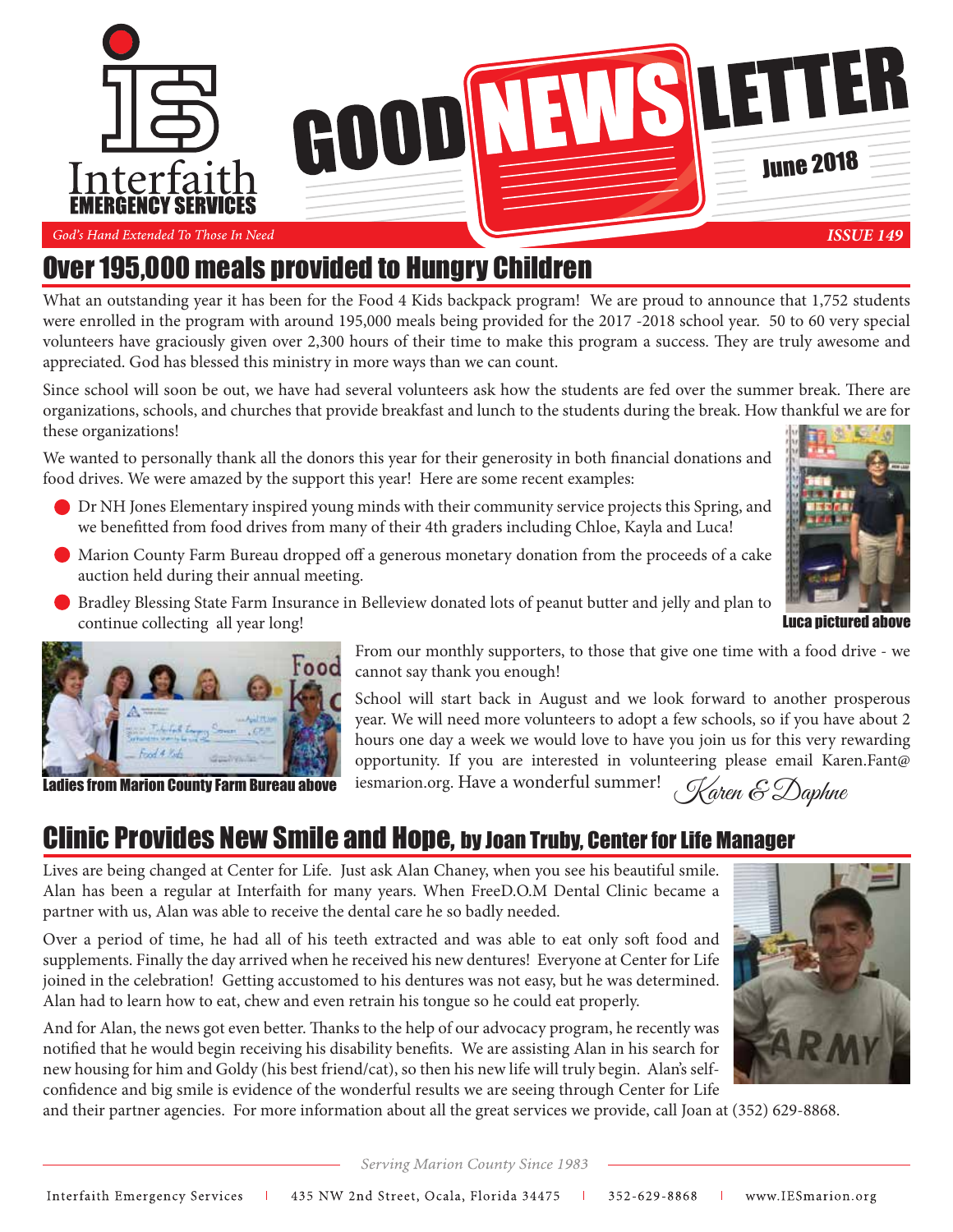# GOOD NEWS LETTER

Interfaith EMERGENCY SERVICES

*God's Hand Extended To Those In Need*

June 2018

***ISSUE 149***

## Over 195,000 meals provided to Hungry Children

What an outstanding year it has been for the Food 4 Kids backpack program! We are proud to announce that 1,752 students were enrolled in the program with around 195,000 meals being provided for the 2017 -2018 school year. 50 to 60 very special volunteers have graciously given over 2,300 hours of their time to make this program a success. They are truly awesome and appreciated. God has blessed this ministry in more ways than we can count.

Since school will soon be out, we have had several volunteers ask how the students are fed over the summer break. There are organizations, schools, and churches that provide breakfast and lunch to the students during the break. How thankful we are for these organizations!

We wanted to personally thank all the donors this year for their generosity in both financial donations and food drives. We were amazed by the support this year! Here are some recent examples:

- Dr NH Jones Elementary inspired young minds with their community service projects this Spring, and we benefitted from food drives from many of their 4th graders including Chloe, Kayla and Luca!
- Marion County Farm Bureau dropped off a generous monetary donation from the proceeds of a cake auction held during their annual meeting.
- Bradley Blessing State Farm Insurance in Belleview donated lots of peanut butter and jelly and plan to continue collecting all year long!

**Luca pictured above**

**Ladies from Marion County Farm Bureau above**

From our monthly supporters, to those that give one time with a food drive - we cannot say thank you enough!

School will start back in August and we look forward to another prosperous year. We will need more volunteers to adopt a few schools, so if you have about 2 hours one day a week we would love to have you join us for this very rewarding opportunity. If you are interested in volunteering please email Karen.Fant@iesmarion.org. Have a wonderful summer!

*Karen & Daphne*

## Clinic Provides New Smile and Hope, by Joan Truby, Center for Life Manager

Lives are being changed at Center for Life. Just ask Alan Chaney, when you see his beautiful smile. Alan has been a regular at Interfaith for many years. When FreeD.O.M Dental Clinic became a partner with us, Alan was able to receive the dental care he so badly needed.

Over a period of time, he had all of his teeth extracted and was able to eat only soft food and supplements. Finally the day arrived when he received his new dentures! Everyone at Center for Life joined in the celebration! Getting accustomed to his dentures was not easy, but he was determined. Alan had to learn how to eat, chew and even retrain his tongue so he could eat properly.

And for Alan, the news got even better. Thanks to the help of our advocacy program, he recently was notified that he would begin receiving his disability benefits. We are assisting Alan in his search for new housing for him and Goldy (his best friend/cat), so then his new life will truly begin. Alan's self-confidence and big smile is evidence of the wonderful results we are seeing through Center for Life and their partner agencies. For more information about all the great services we provide, call Joan at (352) 629-8868.

*Serving Marion County Since 1983*

Interfaith Emergency Services | 435 NW 2nd Street, Ocala, Florida 34475 | 352-629-8868 | www.IESmarion.org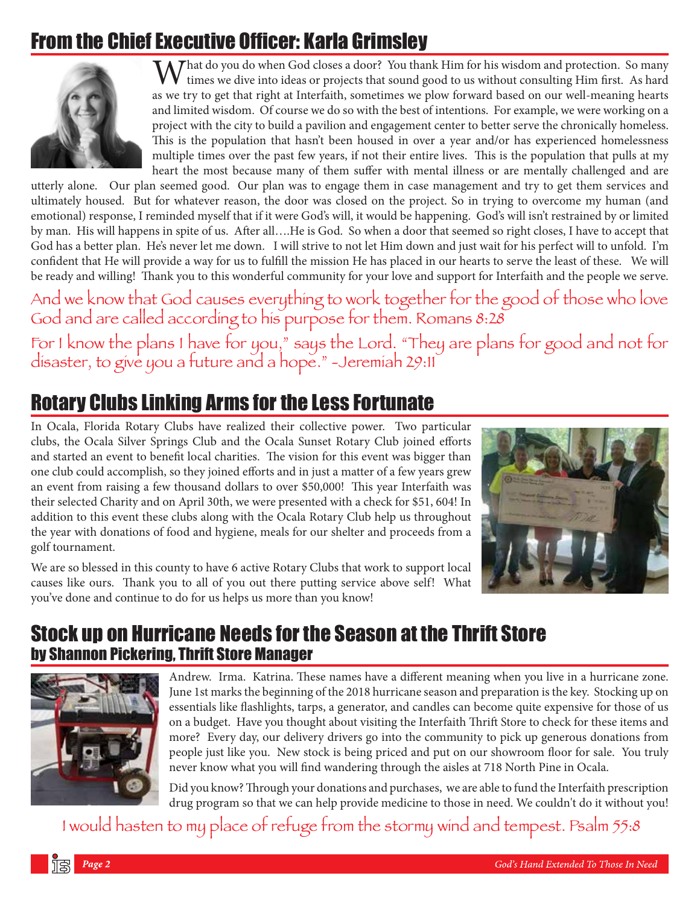## From the Chief Executive Officer: Karla Grimsley

What do you do when God closes a door? You thank Him for his wisdom and protection. So many times we dive into ideas or projects that sound good to us without consulting Him first. As hard as we try to get that right at Interfaith, sometimes we plow forward based on our well-meaning hearts and limited wisdom. Of course we do so with the best of intentions. For example, we were working on a project with the city to build a pavilion and engagement center to better serve the chronically homeless. This is the population that hasn't been housed in over a year and/or has experienced homelessness multiple times over the past few years, if not their entire lives. This is the population that pulls at my heart the most because many of them suffer with mental illness or are mentally challenged and are utterly alone. Our plan seemed good. Our plan was to engage them in case management and try to get them services and ultimately housed. But for whatever reason, the door was closed on the project. So in trying to overcome my human (and emotional) response, I reminded myself that if it were God's will, it would be happening. God's will isn't restrained by or limited by man. His will happens in spite of us. After all….He is God. So when a door that seemed so right closes, I have to accept that God has a better plan. He's never let me down. I will strive to not let Him down and just wait for his perfect will to unfold. I'm confident that He will provide a way for us to fulfill the mission He has placed in our hearts to serve the least of these. We will be ready and willing! Thank you to this wonderful community for your love and support for Interfaith and the people we serve.

*And we know that God causes everything to work together for the good of those who love God and are called according to his purpose for them. Romans 8:28*

*For I know the plans I have for you," says the Lord. "They are plans for good and not for disaster, to give you a future and a hope." -Jeremiah 29:11*

## Rotary Clubs Linking Arms for the Less Fortunate

In Ocala, Florida Rotary Clubs have realized their collective power. Two particular clubs, the Ocala Silver Springs Club and the Ocala Sunset Rotary Club joined efforts and started an event to benefit local charities. The vision for this event was bigger than one club could accomplish, so they joined efforts and in just a matter of a few years grew an event from raising a few thousand dollars to over $50,000! This year Interfaith was their selected Charity and on April 30th, we were presented with a check for $51, 604! In addition to this event these clubs along with the Ocala Rotary Club help us throughout the year with donations of food and hygiene, meals for our shelter and proceeds from a golf tournament.

We are so blessed in this county to have 6 active Rotary Clubs that work to support local causes like ours. Thank you to all of you out there putting service above self! What you've done and continue to do for us helps us more than you know!

## Stock up on Hurricane Needs for the Season at the Thrift Store

### by Shannon Pickering, Thrift Store Manager

Andrew. Irma. Katrina. These names have a different meaning when you live in a hurricane zone. June 1st marks the beginning of the 2018 hurricane season and preparation is the key. Stocking up on essentials like flashlights, tarps, a generator, and candles can become quite expensive for those of us on a budget. Have you thought about visiting the Interfaith Thrift Store to check for these items and more? Every day, our delivery drivers go into the community to pick up generous donations from people just like you. New stock is being priced and put on our showroom floor for sale. You truly never know what you will find wandering through the aisles at 718 North Pine in Ocala.

Did you know? Through your donations and purchases, we are able to fund the Interfaith prescription drug program so that we can help provide medicine to those in need. We couldn't do it without you!

*I would hasten to my place of refuge from the stormy wind and tempest. Psalm 55:8*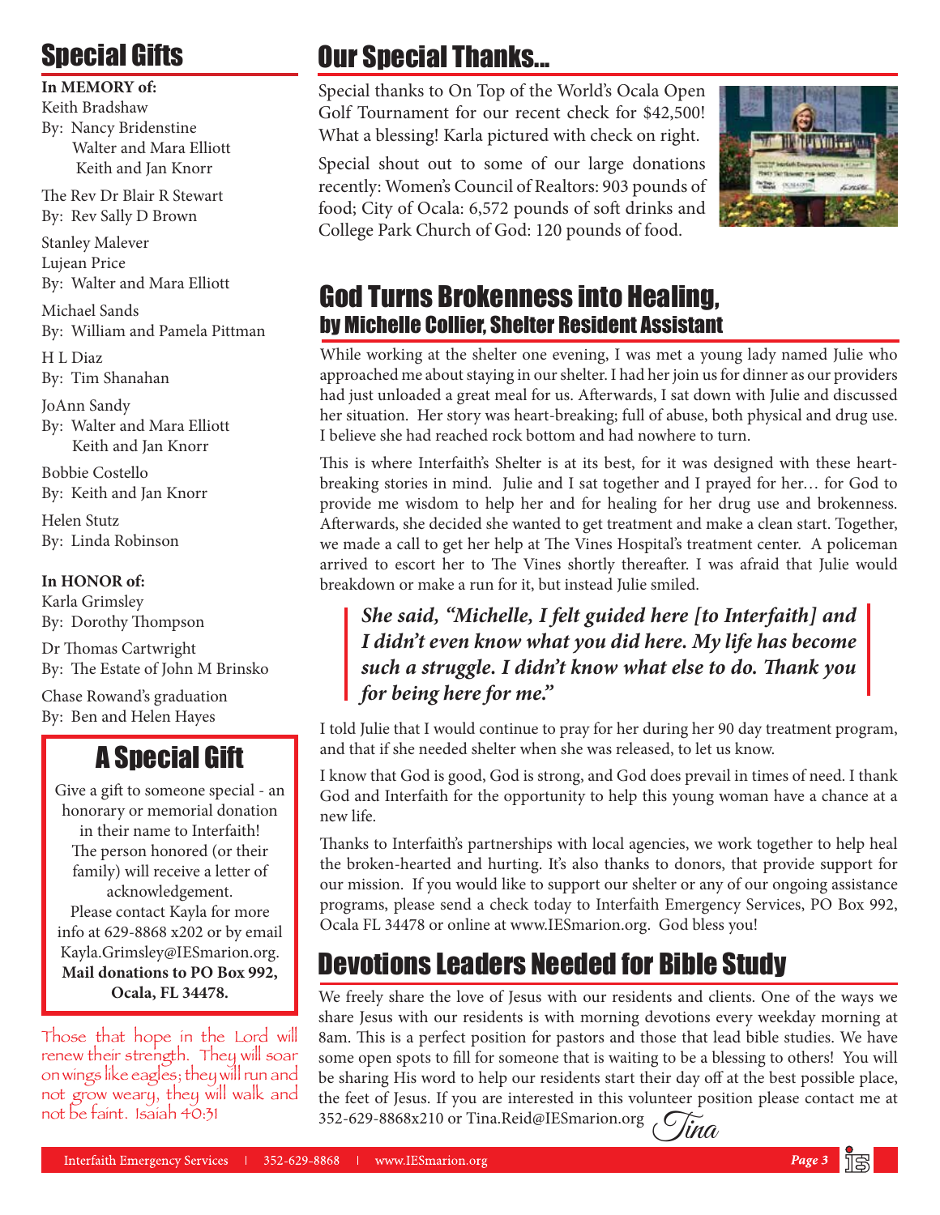## Special Gifts

**In MEMORY of:**

Keith Bradshaw
By: Nancy Bridenstine
Walter and Mara Elliott
Keith and Jan Knorr

The Rev Dr Blair R Stewart
By: Rev Sally D Brown

Stanley Malever
Lujean Price
By: Walter and Mara Elliott

Michael Sands
By: William and Pamela Pittman

H L Diaz
By: Tim Shanahan

JoAnn Sandy
By: Walter and Mara Elliott
Keith and Jan Knorr

Bobbie Costello
By: Keith and Jan Knorr

Helen Stutz
By: Linda Robinson

**In HONOR of:**

Karla Grimsley
By: Dorothy Thompson

Dr Thomas Cartwright
By: The Estate of John M Brinsko

Chase Rowand's graduation
By: Ben and Helen Hayes

## A Special Gift

Give a gift to someone special - an honorary or memorial donation in their name to Interfaith! The person honored (or their family) will receive a letter of acknowledgement. Please contact Kayla for more info at 629-8868 x202 or by email Kayla.Grimsley@IESmarion.org. **Mail donations to PO Box 992, Ocala, FL 34478.**

Those that hope in the Lord will renew their strength. They will soar on wings like eagles; they will run and not grow weary, they will walk and not be faint. Isaiah 40:31

## Our Special Thanks...

Special thanks to On Top of the World's Ocala Open Golf Tournament for our recent check for $42,500! What a blessing! Karla pictured with check on right.

Special shout out to some of our large donations recently: Women's Council of Realtors: 903 pounds of food; City of Ocala: 6,572 pounds of soft drinks and College Park Church of God: 120 pounds of food.

## God Turns Brokenness into Healing,
### by Michelle Collier, Shelter Resident Assistant

While working at the shelter one evening, I was met a young lady named Julie who approached me about staying in our shelter. I had her join us for dinner as our providers had just unloaded a great meal for us. Afterwards, I sat down with Julie and discussed her situation. Her story was heart-breaking; full of abuse, both physical and drug use. I believe she had reached rock bottom and had nowhere to turn.

This is where Interfaith's Shelter is at its best, for it was designed with these heart-breaking stories in mind. Julie and I sat together and I prayed for her… for God to provide me wisdom to help her and for healing for her drug use and brokenness. Afterwards, she decided she wanted to get treatment and make a clean start. Together, we made a call to get her help at The Vines Hospital's treatment center. A policeman arrived to escort her to The Vines shortly thereafter. I was afraid that Julie would breakdown or make a run for it, but instead Julie smiled.

> ***She said, "Michelle, I felt guided here [to Interfaith] and I didn't even know what you did here. My life has become such a struggle. I didn't know what else to do. Thank you for being here for me."***

I told Julie that I would continue to pray for her during her 90 day treatment program, and that if she needed shelter when she was released, to let us know.

I know that God is good, God is strong, and God does prevail in times of need. I thank God and Interfaith for the opportunity to help this young woman have a chance at a new life.

Thanks to Interfaith's partnerships with local agencies, we work together to help heal the broken-hearted and hurting. It's also thanks to donors, that provide support for our mission. If you would like to support our shelter or any of our ongoing assistance programs, please send a check today to Interfaith Emergency Services, PO Box 992, Ocala FL 34478 or online at www.IESmarion.org. God bless you!

## Devotions Leaders Needed for Bible Study

We freely share the love of Jesus with our residents and clients. One of the ways we share Jesus with our residents is with morning devotions every weekday morning at 8am. This is a perfect position for pastors and those that lead bible studies. We have some open spots to fill for someone that is waiting to be a blessing to others! You will be sharing His word to help our residents start their day off at the best possible place, the feet of Jesus. If you are interested in this volunteer position please contact me at 352-629-8868x210 or Tina.Reid@IESmarion.org *Tina*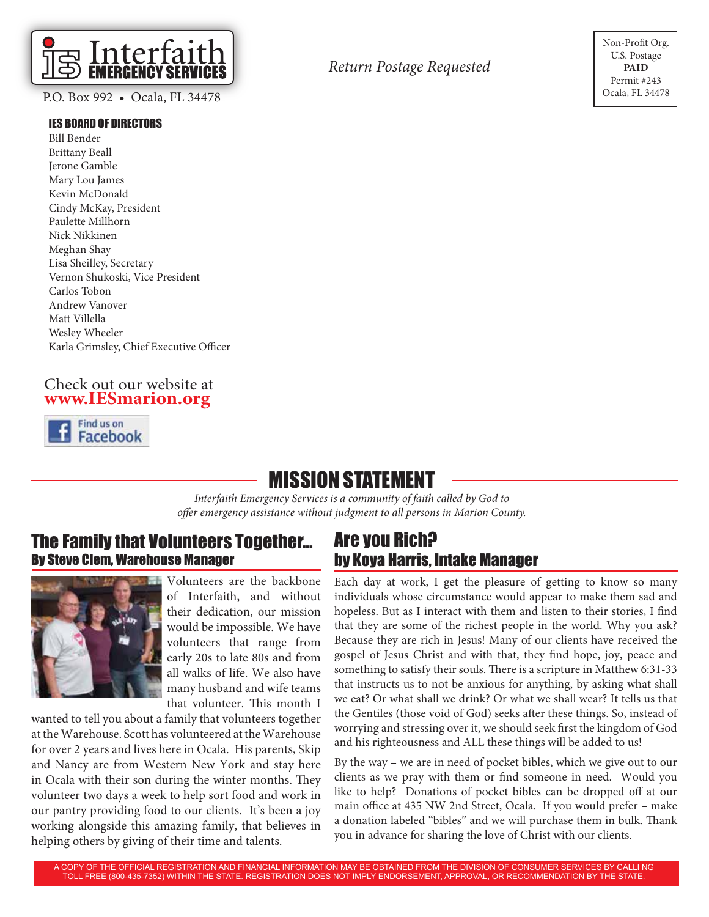Interfaith EMERGENCY SERVICES

P.O. Box 992 • Ocala, FL 34478

*Return Postage Requested*

Non-Profit Org.
U.S. Postage
**PAID**
Permit #243
Ocala, FL 34478

### IES BOARD OF DIRECTORS

Bill Bender
Brittany Beall
Jerone Gamble
Mary Lou James
Kevin McDonald
Cindy McKay, President
Paulette Millhorn
Nick Nikkinen
Meghan Shay
Lisa Sheilley, Secretary
Vernon Shukoski, Vice President
Carlos Tobon
Andrew Vanover
Matt Villella
Wesley Wheeler
Karla Grimsley, Chief Executive Officer

Check out our website at
**www.IESmarion.org**

Find us on Facebook

## MISSION STATEMENT

*Interfaith Emergency Services is a community of faith called by God to offer emergency assistance without judgment to all persons in Marion County.*

## The Family that Volunteers Together...

### By Steve Clem, Warehouse Manager

Volunteers are the backbone of Interfaith, and without their dedication, our mission would be impossible. We have volunteers that range from early 20s to late 80s and from all walks of life. We also have many husband and wife teams that volunteer. This month I wanted to tell you about a family that volunteers together at the Warehouse. Scott has volunteered at the Warehouse for over 2 years and lives here in Ocala. His parents, Skip and Nancy are from Western New York and stay here in Ocala with their son during the winter months. They volunteer two days a week to help sort food and work in our pantry providing food to our clients. It's been a joy working alongside this amazing family, that believes in helping others by giving of their time and talents.

## Are you Rich?

### by Koya Harris, Intake Manager

Each day at work, I get the pleasure of getting to know so many individuals whose circumstance would appear to make them sad and hopeless. But as I interact with them and listen to their stories, I find that they are some of the richest people in the world. Why you ask? Because they are rich in Jesus! Many of our clients have received the gospel of Jesus Christ and with that, they find hope, joy, peace and something to satisfy their souls. There is a scripture in Matthew 6:31-33 that instructs us to not be anxious for anything, by asking what shall we eat? Or what shall we drink? Or what we shall wear? It tells us that the Gentiles (those void of God) seeks after these things. So, instead of worrying and stressing over it, we should seek first the kingdom of God and his righteousness and ALL these things will be added to us!

By the way – we are in need of pocket bibles, which we give out to our clients as we pray with them or find someone in need. Would you like to help? Donations of pocket bibles can be dropped off at our main office at 435 NW 2nd Street, Ocala. If you would prefer – make a donation labeled "bibles" and we will purchase them in bulk. Thank you in advance for sharing the love of Christ with our clients.

A COPY OF THE OFFICIAL REGISTRATION AND FINANCIAL INFORMATION MAY BE OBTAINED FROM THE DIVISION OF CONSUMER SERVICES BY CALLI NG TOLL FREE (800-435-7352) WITHIN THE STATE. REGISTRATION DOES NOT IMPLY ENDORSEMENT, APPROVAL, OR RECOMMENDATION BY THE STATE.